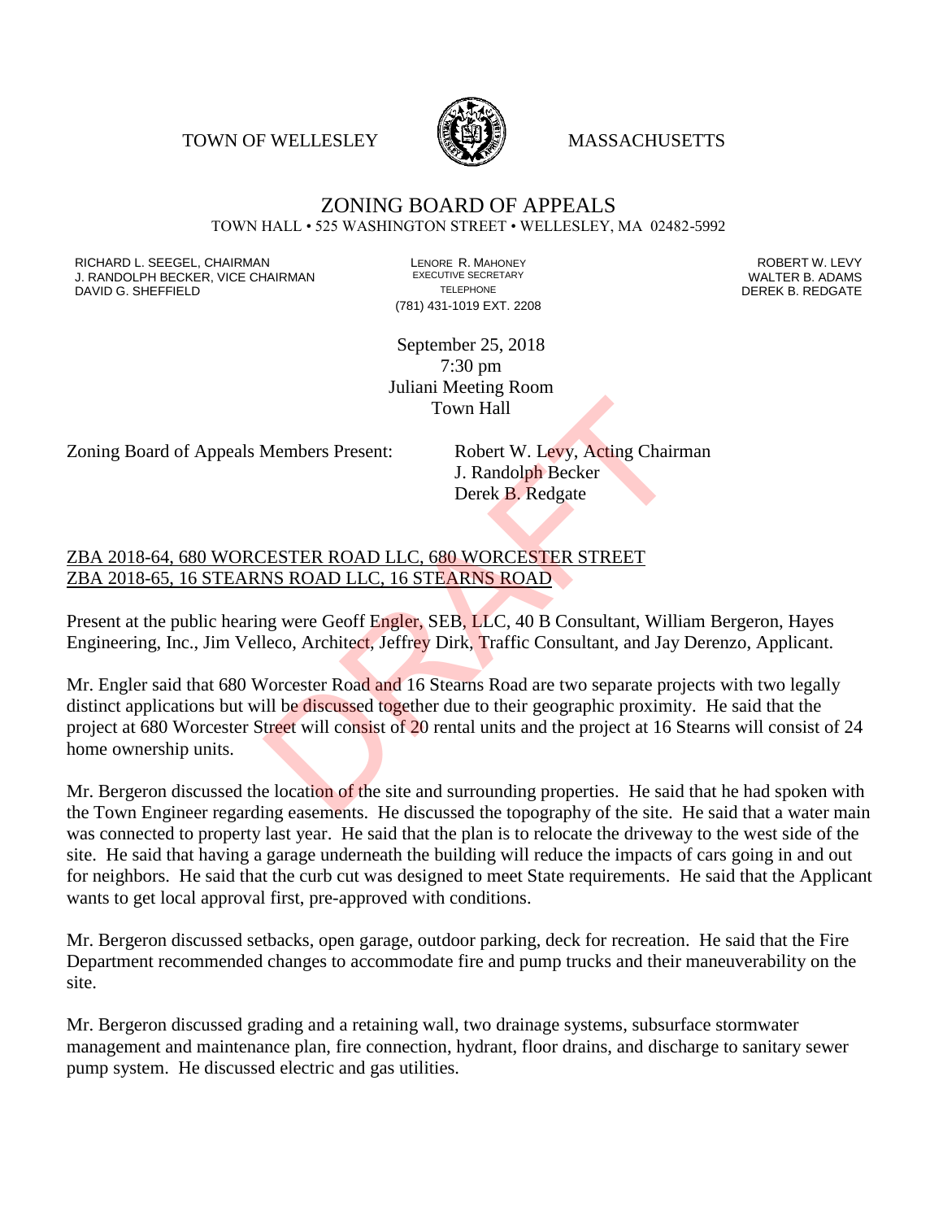TOWN OF WELLESLEY MASSACHUSETTS

# ZONING BOARD OF APPEALS

TOWN HALL • 525 WASHINGTON STREET • WELLESLEY, MA 02482-5992

RICHARD L. SEEGEL, CHAIRMAN
J. RANDOLPH BECKER, VICE CHAIRMAN
DAVID G. SHEFFIELD

LENORE R. MAHONEY
EXECUTIVE SECRETARY
TELEPHONE
(781) 431-1019 EXT. 2208

ROBERT W. LEVY
WALTER B. ADAMS
DEREK B. REDGATE

September 25, 2018
7:30 pm
Juliani Meeting Room
Town Hall

Zoning Board of Appeals Members Present: Robert W. Levy, Acting Chairman
J. Randolph Becker
Derek B. Redgate

ZBA 2018-64, 680 WORCESTER ROAD LLC, 680 WORCESTER STREET
ZBA 2018-65, 16 STEARNS ROAD LLC, 16 STEARNS ROAD

Present at the public hearing were Geoff Engler, SEB, LLC, 40 B Consultant, William Bergeron, Hayes Engineering, Inc., Jim Velleco, Architect, Jeffrey Dirk, Traffic Consultant, and Jay Derenzo, Applicant.

Mr. Engler said that 680 Worcester Road and 16 Stearns Road are two separate projects with two legally distinct applications but will be discussed together due to their geographic proximity. He said that the project at 680 Worcester Street will consist of 20 rental units and the project at 16 Stearns will consist of 24 home ownership units.

Mr. Bergeron discussed the location of the site and surrounding properties. He said that he had spoken with the Town Engineer regarding easements. He discussed the topography of the site. He said that a water main was connected to property last year. He said that the plan is to relocate the driveway to the west side of the site. He said that having a garage underneath the building will reduce the impacts of cars going in and out for neighbors. He said that the curb cut was designed to meet State requirements. He said that the Applicant wants to get local approval first, pre-approved with conditions.

Mr. Bergeron discussed setbacks, open garage, outdoor parking, deck for recreation. He said that the Fire Department recommended changes to accommodate fire and pump trucks and their maneuverability on the site.

Mr. Bergeron discussed grading and a retaining wall, two drainage systems, subsurface stormwater management and maintenance plan, fire connection, hydrant, floor drains, and discharge to sanitary sewer pump system. He discussed electric and gas utilities.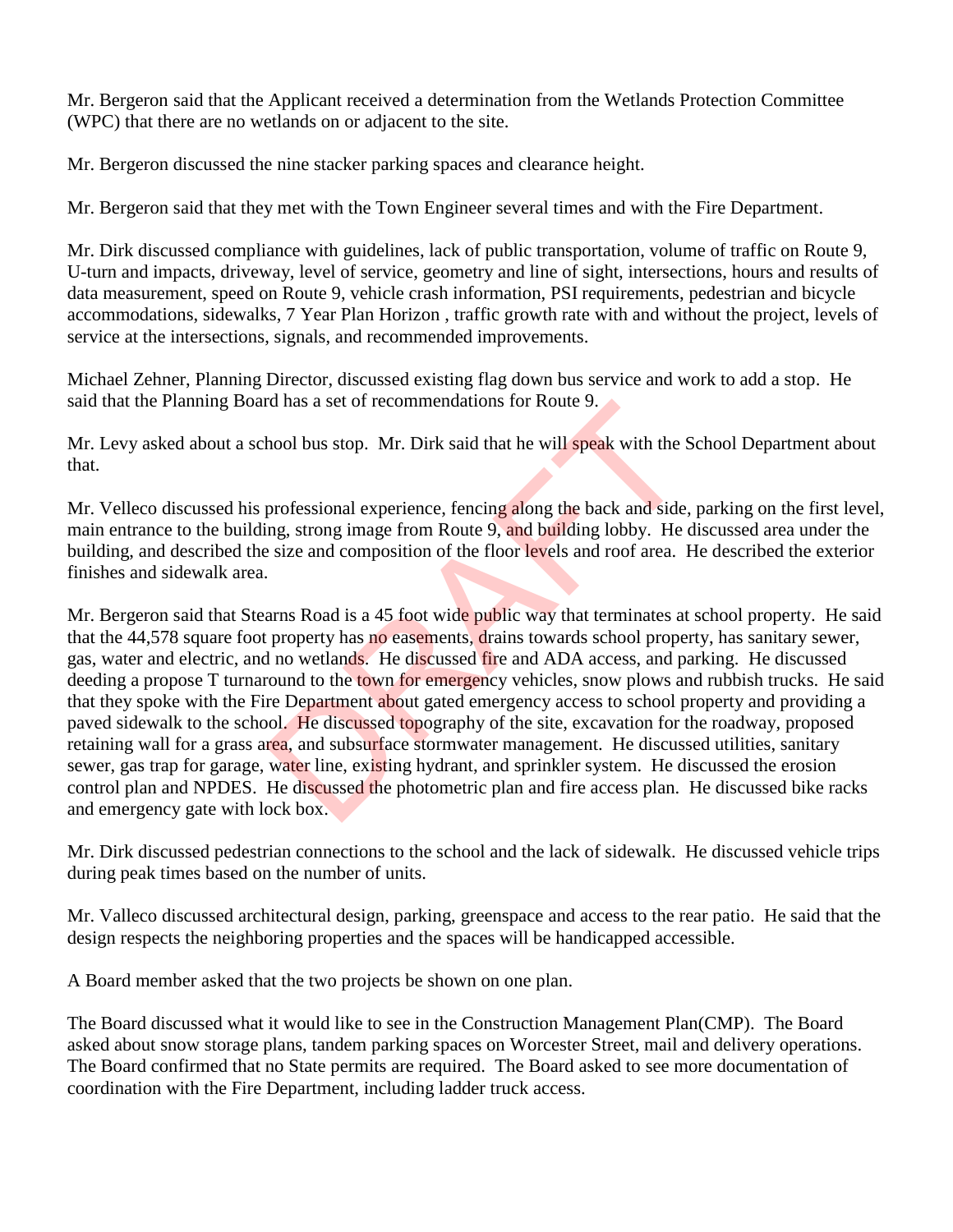Mr. Bergeron said that the Applicant received a determination from the Wetlands Protection Committee (WPC) that there are no wetlands on or adjacent to the site.

Mr. Bergeron discussed the nine stacker parking spaces and clearance height.

Mr. Bergeron said that they met with the Town Engineer several times and with the Fire Department.

Mr. Dirk discussed compliance with guidelines, lack of public transportation, volume of traffic on Route 9, U-turn and impacts, driveway, level of service, geometry and line of sight, intersections, hours and results of data measurement, speed on Route 9, vehicle crash information, PSI requirements, pedestrian and bicycle accommodations, sidewalks, 7 Year Plan Horizon , traffic growth rate with and without the project, levels of service at the intersections, signals, and recommended improvements.

Michael Zehner, Planning Director, discussed existing flag down bus service and work to add a stop. He said that the Planning Board has a set of recommendations for Route 9.

Mr. Levy asked about a school bus stop. Mr. Dirk said that he will speak with the School Department about that.

Mr. Velleco discussed his professional experience, fencing along the back and side, parking on the first level, main entrance to the building, strong image from Route 9, and building lobby. He discussed area under the building, and described the size and composition of the floor levels and roof area. He described the exterior finishes and sidewalk area.

Mr. Bergeron said that Stearns Road is a 45 foot wide public way that terminates at school property. He said that the 44,578 square foot property has no easements, drains towards school property, has sanitary sewer, gas, water and electric, and no wetlands. He discussed fire and ADA access, and parking. He discussed deeding a propose T turnaround to the town for emergency vehicles, snow plows and rubbish trucks. He said that they spoke with the Fire Department about gated emergency access to school property and providing a paved sidewalk to the school. He discussed topography of the site, excavation for the roadway, proposed retaining wall for a grass area, and subsurface stormwater management. He discussed utilities, sanitary sewer, gas trap for garage, water line, existing hydrant, and sprinkler system. He discussed the erosion control plan and NPDES. He discussed the photometric plan and fire access plan. He discussed bike racks and emergency gate with lock box.

Mr. Dirk discussed pedestrian connections to the school and the lack of sidewalk. He discussed vehicle trips during peak times based on the number of units.

Mr. Valleco discussed architectural design, parking, greenspace and access to the rear patio. He said that the design respects the neighboring properties and the spaces will be handicapped accessible.

A Board member asked that the two projects be shown on one plan.

The Board discussed what it would like to see in the Construction Management Plan(CMP). The Board asked about snow storage plans, tandem parking spaces on Worcester Street, mail and delivery operations. The Board confirmed that no State permits are required. The Board asked to see more documentation of coordination with the Fire Department, including ladder truck access.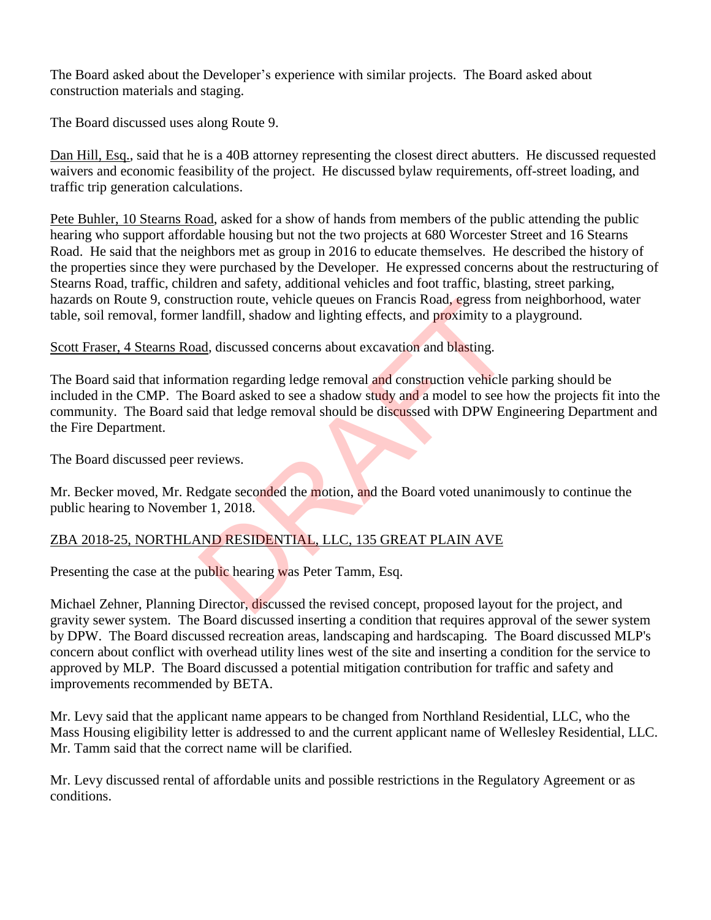The Board asked about the Developer's experience with similar projects. The Board asked about construction materials and staging.

The Board discussed uses along Route 9.

Dan Hill, Esq., said that he is a 40B attorney representing the closest direct abutters. He discussed requested waivers and economic feasibility of the project. He discussed bylaw requirements, off-street loading, and traffic trip generation calculations.

Pete Buhler, 10 Stearns Road, asked for a show of hands from members of the public attending the public hearing who support affordable housing but not the two projects at 680 Worcester Street and 16 Stearns Road. He said that the neighbors met as group in 2016 to educate themselves. He described the history of the properties since they were purchased by the Developer. He expressed concerns about the restructuring of Stearns Road, traffic, children and safety, additional vehicles and foot traffic, blasting, street parking, hazards on Route 9, construction route, vehicle queues on Francis Road, egress from neighborhood, water table, soil removal, former landfill, shadow and lighting effects, and proximity to a playground.

Scott Fraser, 4 Stearns Road, discussed concerns about excavation and blasting.

The Board said that information regarding ledge removal and construction vehicle parking should be included in the CMP. The Board asked to see a shadow study and a model to see how the projects fit into the community. The Board said that ledge removal should be discussed with DPW Engineering Department and the Fire Department.

The Board discussed peer reviews.

Mr. Becker moved, Mr. Redgate seconded the motion, and the Board voted unanimously to continue the public hearing to November 1, 2018.

## ZBA 2018-25, NORTHLAND RESIDENTIAL, LLC, 135 GREAT PLAIN AVE

Presenting the case at the public hearing was Peter Tamm, Esq.

Michael Zehner, Planning Director, discussed the revised concept, proposed layout for the project, and gravity sewer system. The Board discussed inserting a condition that requires approval of the sewer system by DPW. The Board discussed recreation areas, landscaping and hardscaping. The Board discussed MLP's concern about conflict with overhead utility lines west of the site and inserting a condition for the service to approved by MLP. The Board discussed a potential mitigation contribution for traffic and safety and improvements recommended by BETA.

Mr. Levy said that the applicant name appears to be changed from Northland Residential, LLC, who the Mass Housing eligibility letter is addressed to and the current applicant name of Wellesley Residential, LLC. Mr. Tamm said that the correct name will be clarified.

Mr. Levy discussed rental of affordable units and possible restrictions in the Regulatory Agreement or as conditions.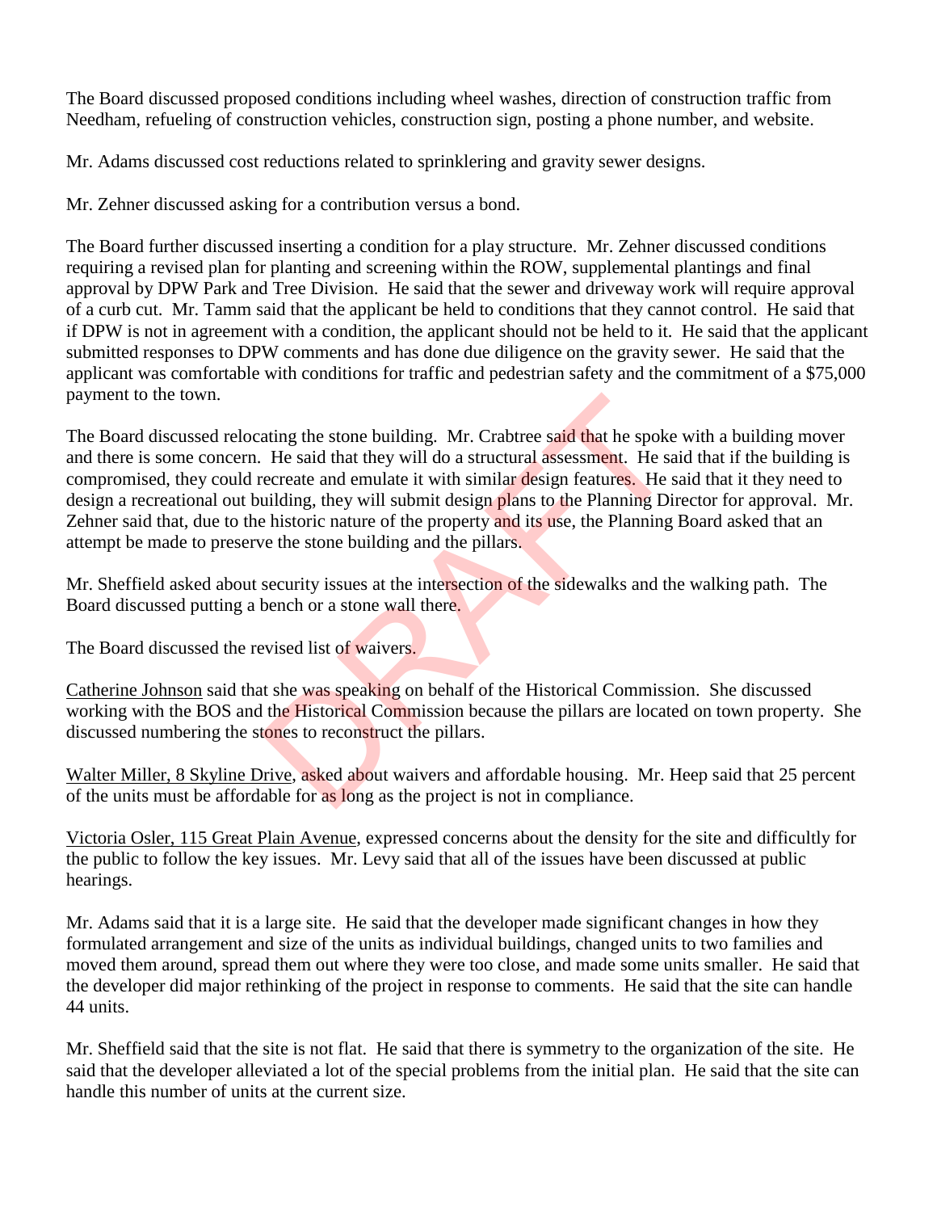The Board discussed proposed conditions including wheel washes, direction of construction traffic from Needham, refueling of construction vehicles, construction sign, posting a phone number, and website.

Mr. Adams discussed cost reductions related to sprinklering and gravity sewer designs.

Mr. Zehner discussed asking for a contribution versus a bond.

The Board further discussed inserting a condition for a play structure. Mr. Zehner discussed conditions requiring a revised plan for planting and screening within the ROW, supplemental plantings and final approval by DPW Park and Tree Division. He said that the sewer and driveway work will require approval of a curb cut. Mr. Tamm said that the applicant be held to conditions that they cannot control. He said that if DPW is not in agreement with a condition, the applicant should not be held to it. He said that the applicant submitted responses to DPW comments and has done due diligence on the gravity sewer. He said that the applicant was comfortable with conditions for traffic and pedestrian safety and the commitment of a $75,000 payment to the town.

The Board discussed relocating the stone building. Mr. Crabtree said that he spoke with a building mover and there is some concern. He said that they will do a structural assessment. He said that if the building is compromised, they could recreate and emulate it with similar design features. He said that it they need to design a recreational out building, they will submit design plans to the Planning Director for approval. Mr. Zehner said that, due to the historic nature of the property and its use, the Planning Board asked that an attempt be made to preserve the stone building and the pillars.

Mr. Sheffield asked about security issues at the intersection of the sidewalks and the walking path. The Board discussed putting a bench or a stone wall there.

The Board discussed the revised list of waivers.

<u>Catherine Johnson</u> said that she was speaking on behalf of the Historical Commission. She discussed working with the BOS and the Historical Commission because the pillars are located on town property. She discussed numbering the stones to reconstruct the pillars.

<u>Walter Miller, 8 Skyline Drive</u>, asked about waivers and affordable housing. Mr. Heep said that 25 percent of the units must be affordable for as long as the project is not in compliance.

<u>Victoria Osler, 115 Great Plain Avenue</u>, expressed concerns about the density for the site and difficultly for the public to follow the key issues. Mr. Levy said that all of the issues have been discussed at public hearings.

Mr. Adams said that it is a large site. He said that the developer made significant changes in how they formulated arrangement and size of the units as individual buildings, changed units to two families and moved them around, spread them out where they were too close, and made some units smaller. He said that the developer did major rethinking of the project in response to comments. He said that the site can handle 44 units.

Mr. Sheffield said that the site is not flat. He said that there is symmetry to the organization of the site. He said that the developer alleviated a lot of the special problems from the initial plan. He said that the site can handle this number of units at the current size.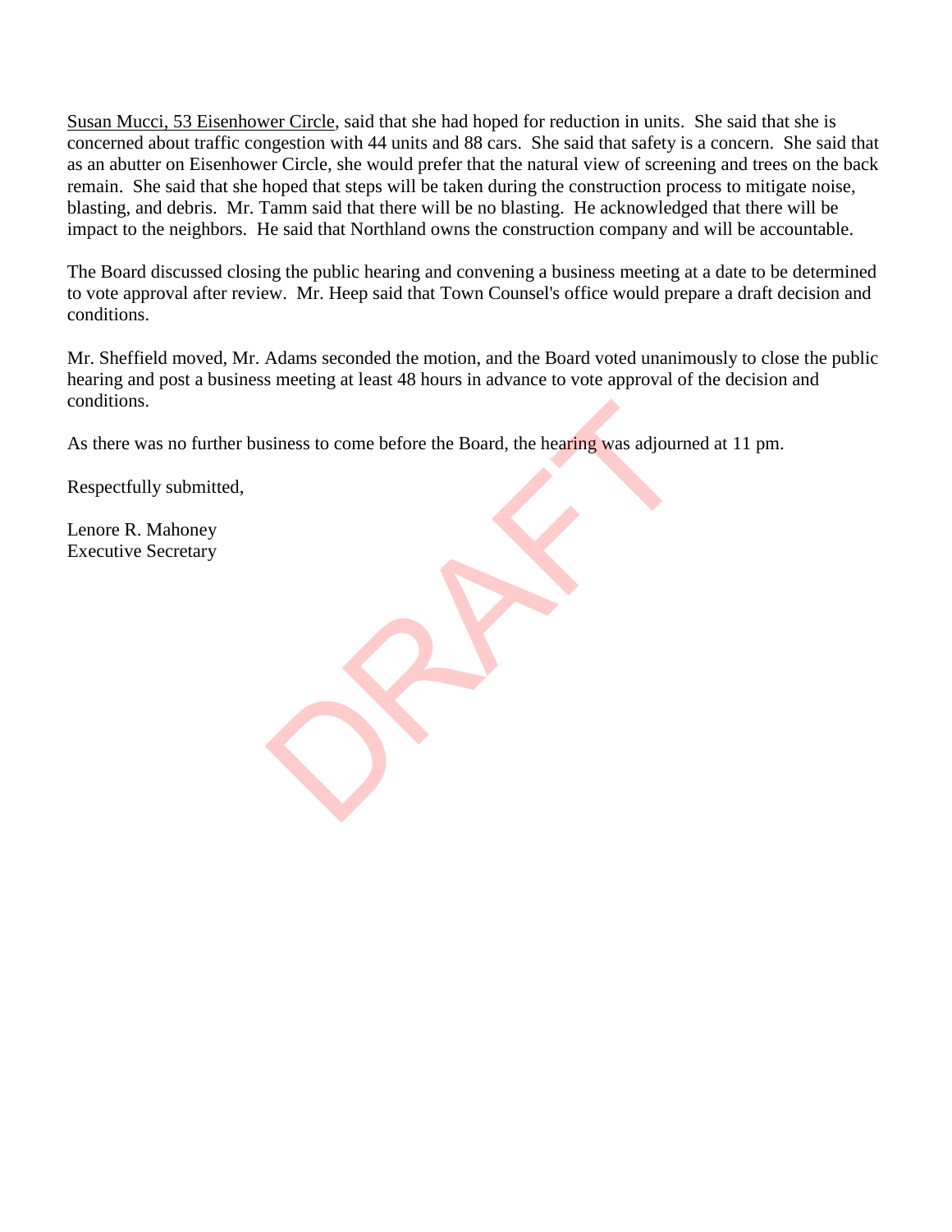<u>Susan Mucci, 53 Eisenhower Circle</u>, said that she had hoped for reduction in units. She said that she is concerned about traffic congestion with 44 units and 88 cars. She said that safety is a concern. She said that as an abutter on Eisenhower Circle, she would prefer that the natural view of screening and trees on the back remain. She said that she hoped that steps will be taken during the construction process to mitigate noise, blasting, and debris. Mr. Tamm said that there will be no blasting. He acknowledged that there will be impact to the neighbors. He said that Northland owns the construction company and will be accountable.

The Board discussed closing the public hearing and convening a business meeting at a date to be determined to vote approval after review. Mr. Heep said that Town Counsel's office would prepare a draft decision and conditions.

Mr. Sheffield moved, Mr. Adams seconded the motion, and the Board voted unanimously to close the public hearing and post a business meeting at least 48 hours in advance to vote approval of the decision and conditions.

As there was no further business to come before the Board, the hearing was adjourned at 11 pm.

Respectfully submitted,

Lenore R. Mahoney
Executive Secretary

DRAFT